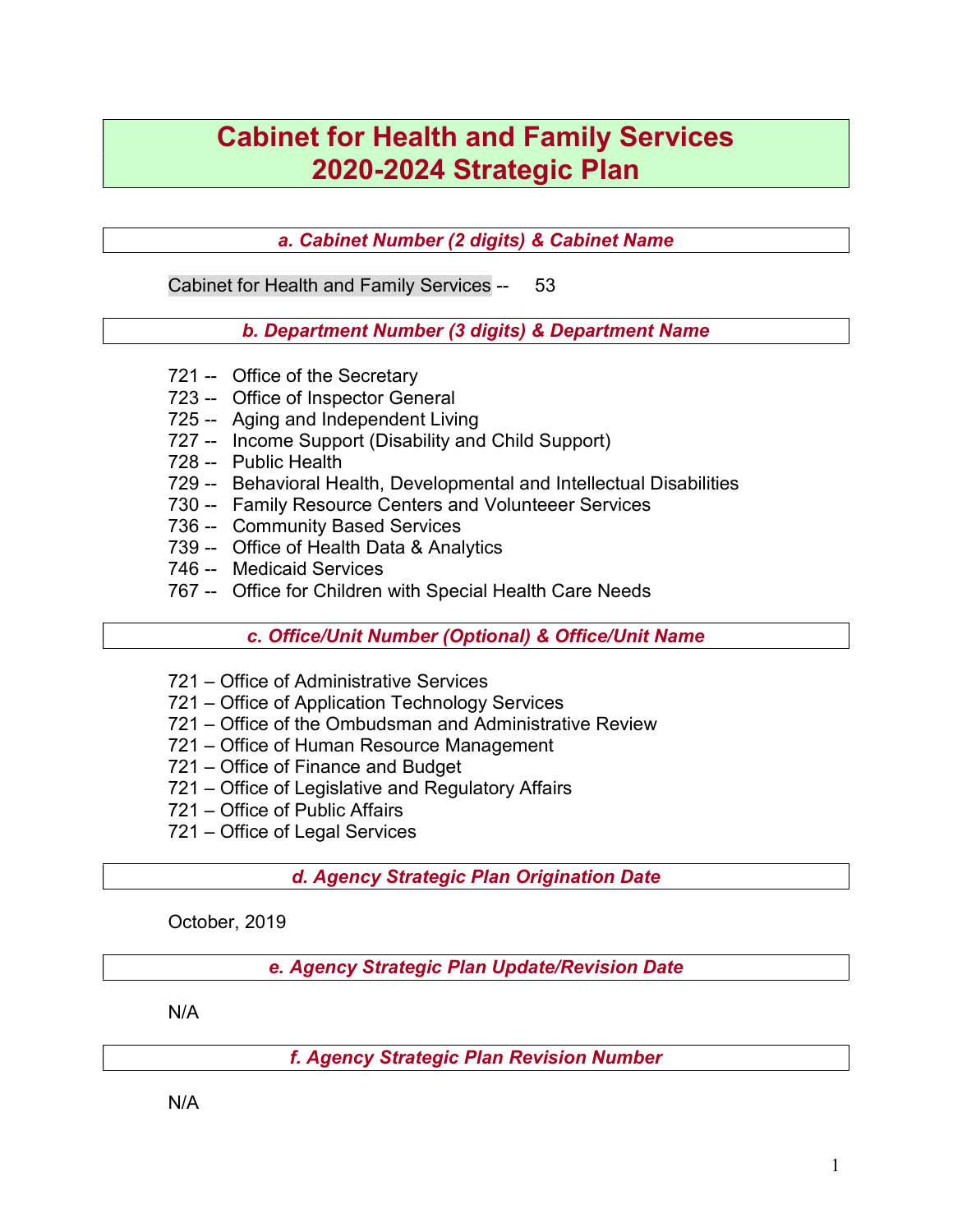# Cabinet for Health and Family Services
# 2020-2024 Strategic Plan

### *a. Cabinet Number (2 digits) & Cabinet Name*

Cabinet for Health and Family Services -- 53

### *b. Department Number (3 digits) & Department Name*

721 -- Office of the Secretary
723 -- Office of Inspector General
725 -- Aging and Independent Living
727 -- Income Support (Disability and Child Support)
728 -- Public Health
729 -- Behavioral Health, Developmental and Intellectual Disabilities
730 -- Family Resource Centers and Volunteeer Services
736 -- Community Based Services
739 -- Office of Health Data & Analytics
746 -- Medicaid Services
767 -- Office for Children with Special Health Care Needs

### *c. Office/Unit Number (Optional) & Office/Unit Name*

721 – Office of Administrative Services
721 – Office of Application Technology Services
721 – Office of the Ombudsman and Administrative Review
721 – Office of Human Resource Management
721 – Office of Finance and Budget
721 – Office of Legislative and Regulatory Affairs
721 – Office of Public Affairs
721 – Office of Legal Services

### *d. Agency Strategic Plan Origination Date*

October, 2019

### *e. Agency Strategic Plan Update/Revision Date*

N/A

### *f. Agency Strategic Plan Revision Number*

N/A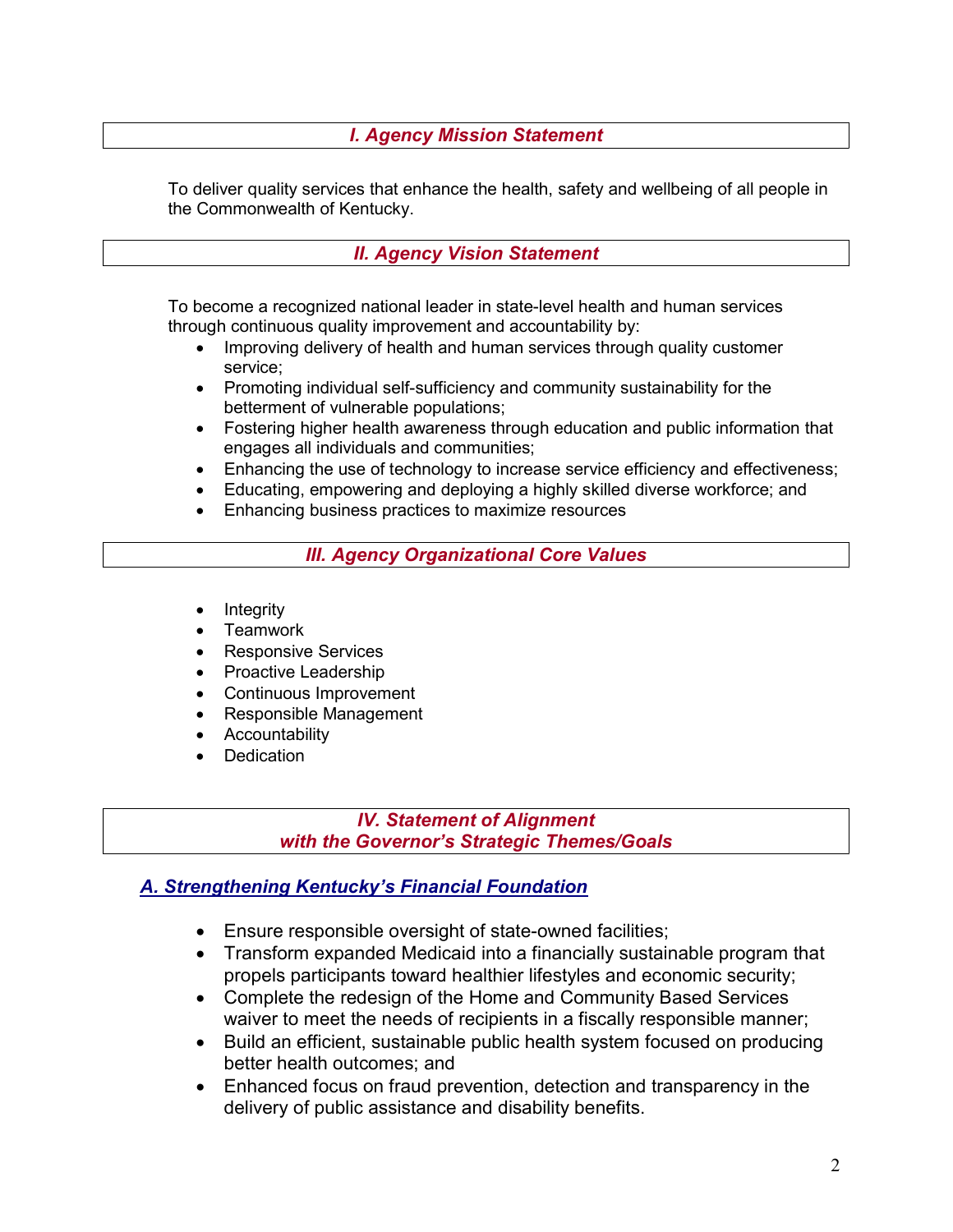## *I. Agency Mission Statement*

To deliver quality services that enhance the health, safety and wellbeing of all people in the Commonwealth of Kentucky.

## *II. Agency Vision Statement*

To become a recognized national leader in state-level health and human services through continuous quality improvement and accountability by:

- Improving delivery of health and human services through quality customer service;
- Promoting individual self-sufficiency and community sustainability for the betterment of vulnerable populations;
- Fostering higher health awareness through education and public information that engages all individuals and communities;
- Enhancing the use of technology to increase service efficiency and effectiveness;
- Educating, empowering and deploying a highly skilled diverse workforce; and
- Enhancing business practices to maximize resources

## *III. Agency Organizational Core Values*

- Integrity
- Teamwork
- Responsive Services
- Proactive Leadership
- Continuous Improvement
- Responsible Management
- Accountability
- Dedication

## *IV. Statement of Alignment with the Governor's Strategic Themes/Goals*

### *A. Strengthening Kentucky's Financial Foundation*

- Ensure responsible oversight of state-owned facilities;
- Transform expanded Medicaid into a financially sustainable program that propels participants toward healthier lifestyles and economic security;
- Complete the redesign of the Home and Community Based Services waiver to meet the needs of recipients in a fiscally responsible manner;
- Build an efficient, sustainable public health system focused on producing better health outcomes; and
- Enhanced focus on fraud prevention, detection and transparency in the delivery of public assistance and disability benefits.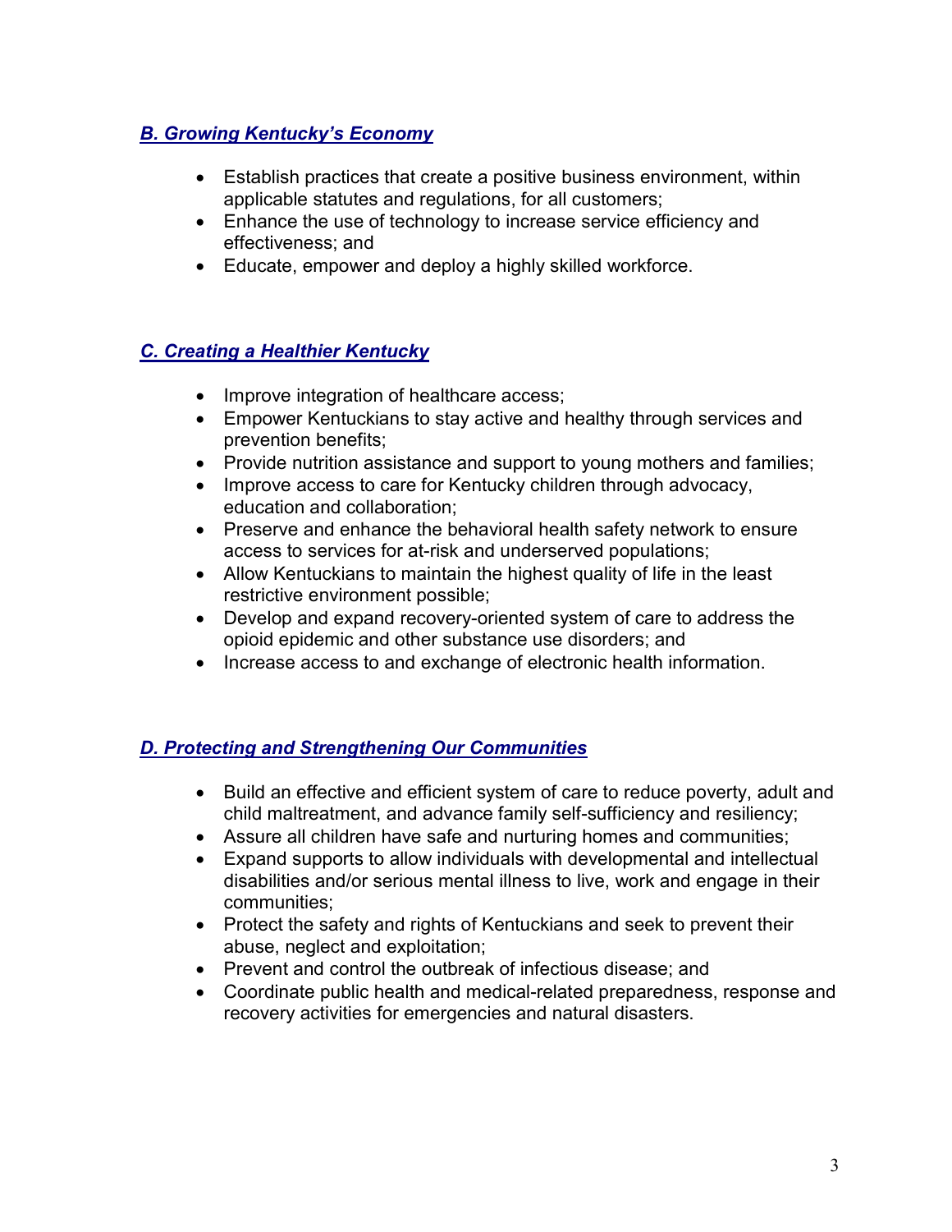### *B. Growing Kentucky's Economy*

- Establish practices that create a positive business environment, within applicable statutes and regulations, for all customers;
- Enhance the use of technology to increase service efficiency and effectiveness; and
- Educate, empower and deploy a highly skilled workforce.

### *C. Creating a Healthier Kentucky*

- Improve integration of healthcare access;
- Empower Kentuckians to stay active and healthy through services and prevention benefits;
- Provide nutrition assistance and support to young mothers and families;
- Improve access to care for Kentucky children through advocacy, education and collaboration;
- Preserve and enhance the behavioral health safety network to ensure access to services for at-risk and underserved populations;
- Allow Kentuckians to maintain the highest quality of life in the least restrictive environment possible;
- Develop and expand recovery-oriented system of care to address the opioid epidemic and other substance use disorders; and
- Increase access to and exchange of electronic health information.

### *D. Protecting and Strengthening Our Communities*

- Build an effective and efficient system of care to reduce poverty, adult and child maltreatment, and advance family self-sufficiency and resiliency;
- Assure all children have safe and nurturing homes and communities;
- Expand supports to allow individuals with developmental and intellectual disabilities and/or serious mental illness to live, work and engage in their communities;
- Protect the safety and rights of Kentuckians and seek to prevent their abuse, neglect and exploitation;
- Prevent and control the outbreak of infectious disease; and
- Coordinate public health and medical-related preparedness, response and recovery activities for emergencies and natural disasters.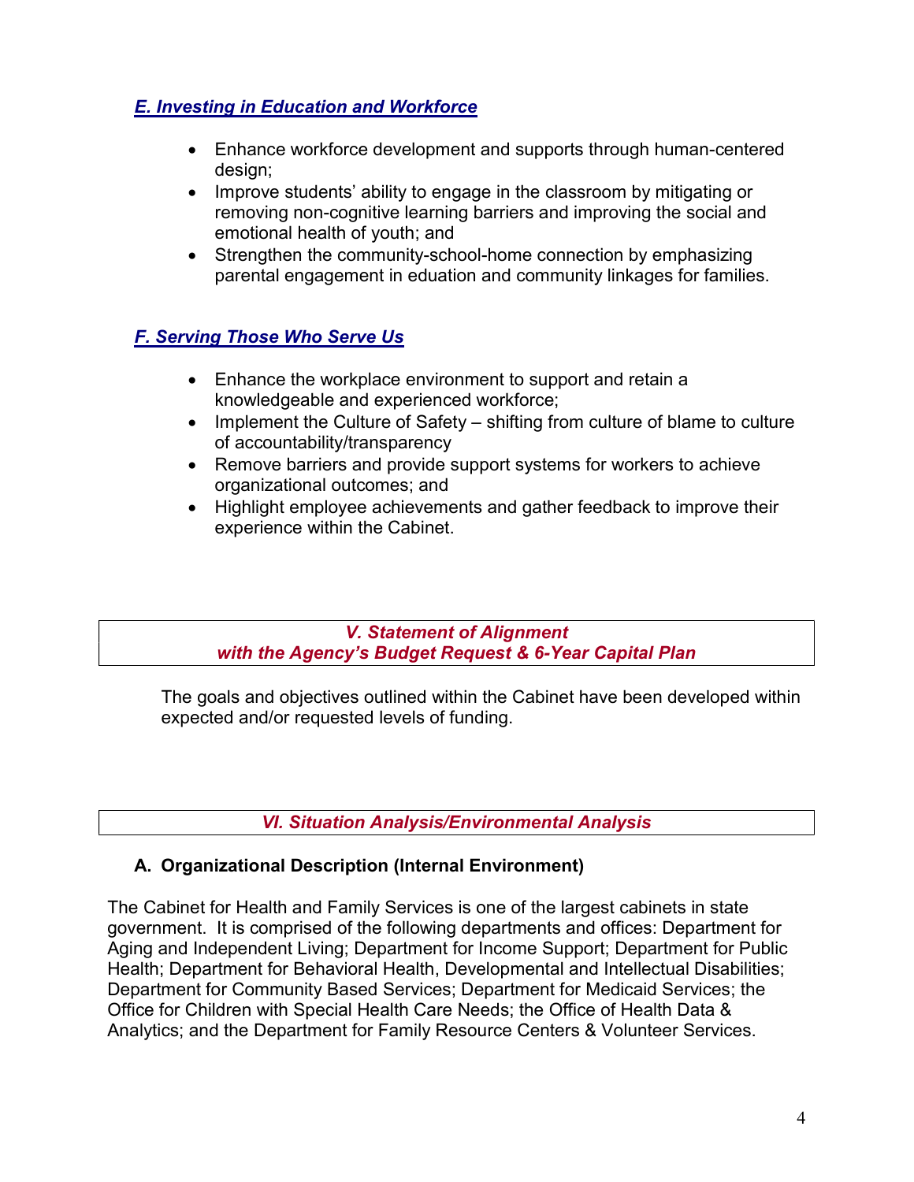### *E. Investing in Education and Workforce*

- Enhance workforce development and supports through human-centered design;
- Improve students' ability to engage in the classroom by mitigating or removing non-cognitive learning barriers and improving the social and emotional health of youth; and
- Strengthen the community-school-home connection by emphasizing parental engagement in eduation and community linkages for families.

### *F. Serving Those Who Serve Us*

- Enhance the workplace environment to support and retain a knowledgeable and experienced workforce;
- Implement the Culture of Safety – shifting from culture of blame to culture of accountability/transparency
- Remove barriers and provide support systems for workers to achieve organizational outcomes; and
- Highlight employee achievements and gather feedback to improve their experience within the Cabinet.

## *V. Statement of Alignment with the Agency's Budget Request & 6-Year Capital Plan*

The goals and objectives outlined within the Cabinet have been developed within expected and/or requested levels of funding.

## *VI. Situation Analysis/Environmental Analysis*

### A. Organizational Description (Internal Environment)

The Cabinet for Health and Family Services is one of the largest cabinets in state government. It is comprised of the following departments and offices: Department for Aging and Independent Living; Department for Income Support; Department for Public Health; Department for Behavioral Health, Developmental and Intellectual Disabilities; Department for Community Based Services; Department for Medicaid Services; the Office for Children with Special Health Care Needs; the Office of Health Data & Analytics; and the Department for Family Resource Centers & Volunteer Services.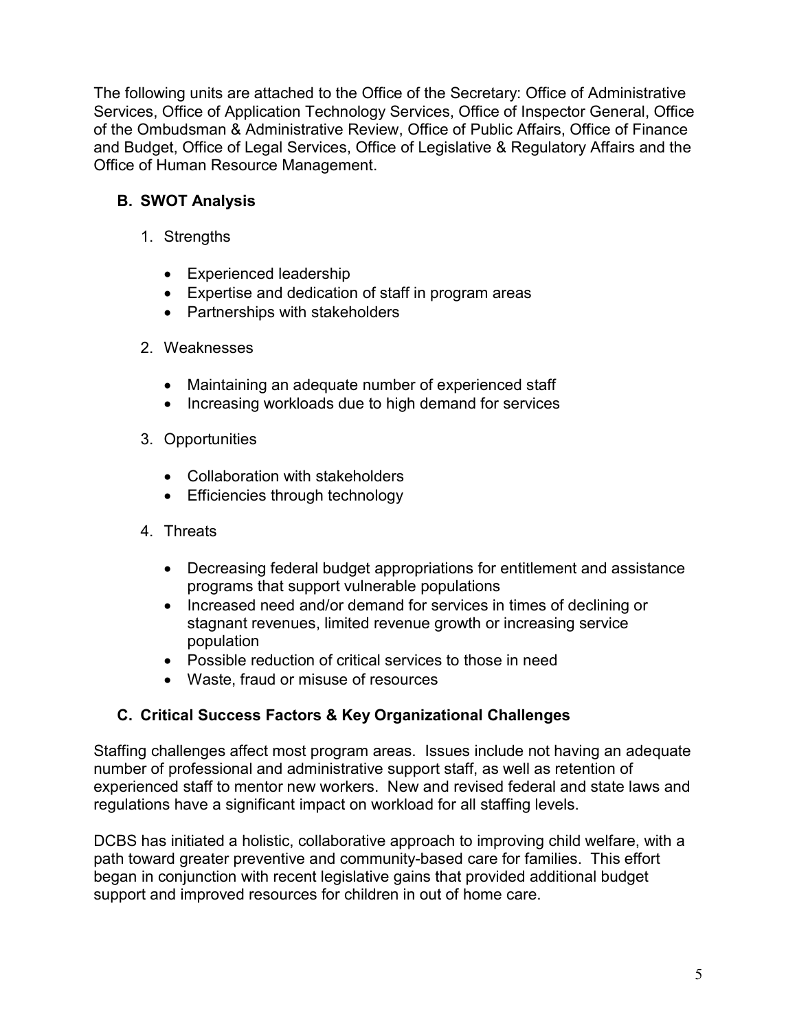The following units are attached to the Office of the Secretary: Office of Administrative Services, Office of Application Technology Services, Office of Inspector General, Office of the Ombudsman & Administrative Review, Office of Public Affairs, Office of Finance and Budget, Office of Legal Services, Office of Legislative & Regulatory Affairs and the Office of Human Resource Management.

### B. SWOT Analysis

1. Strengths

   - Experienced leadership
   - Expertise and dedication of staff in program areas
   - Partnerships with stakeholders

2. Weaknesses

   - Maintaining an adequate number of experienced staff
   - Increasing workloads due to high demand for services

3. Opportunities

   - Collaboration with stakeholders
   - Efficiencies through technology

4. Threats

   - Decreasing federal budget appropriations for entitlement and assistance programs that support vulnerable populations
   - Increased need and/or demand for services in times of declining or stagnant revenues, limited revenue growth or increasing service population
   - Possible reduction of critical services to those in need
   - Waste, fraud or misuse of resources

### C. Critical Success Factors & Key Organizational Challenges

Staffing challenges affect most program areas. Issues include not having an adequate number of professional and administrative support staff, as well as retention of experienced staff to mentor new workers. New and revised federal and state laws and regulations have a significant impact on workload for all staffing levels.

DCBS has initiated a holistic, collaborative approach to improving child welfare, with a path toward greater preventive and community-based care for families. This effort began in conjunction with recent legislative gains that provided additional budget support and improved resources for children in out of home care.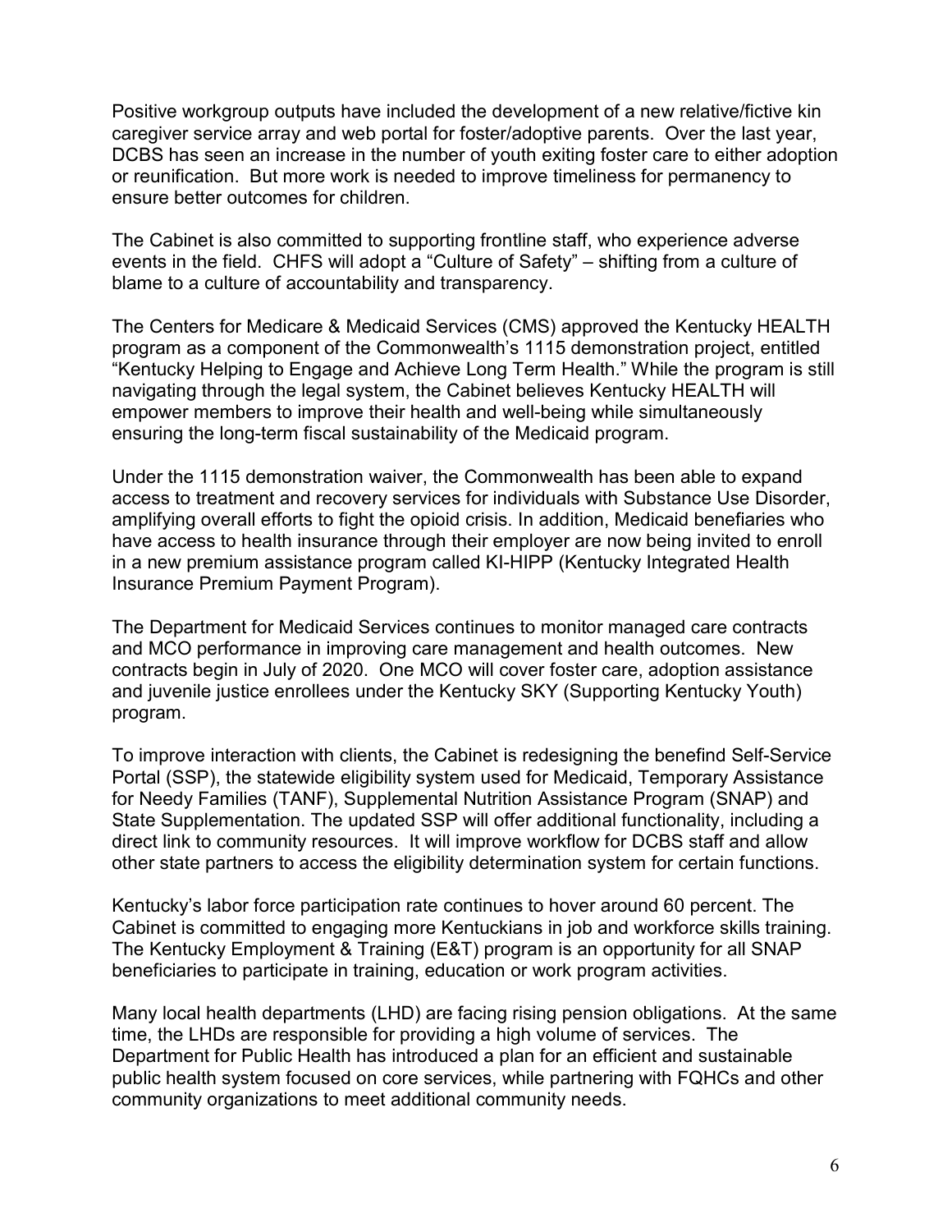Positive workgroup outputs have included the development of a new relative/fictive kin caregiver service array and web portal for foster/adoptive parents. Over the last year, DCBS has seen an increase in the number of youth exiting foster care to either adoption or reunification. But more work is needed to improve timeliness for permanency to ensure better outcomes for children.

The Cabinet is also committed to supporting frontline staff, who experience adverse events in the field. CHFS will adopt a "Culture of Safety" – shifting from a culture of blame to a culture of accountability and transparency.

The Centers for Medicare & Medicaid Services (CMS) approved the Kentucky HEALTH program as a component of the Commonwealth's 1115 demonstration project, entitled "Kentucky Helping to Engage and Achieve Long Term Health." While the program is still navigating through the legal system, the Cabinet believes Kentucky HEALTH will empower members to improve their health and well-being while simultaneously ensuring the long-term fiscal sustainability of the Medicaid program.

Under the 1115 demonstration waiver, the Commonwealth has been able to expand access to treatment and recovery services for individuals with Substance Use Disorder, amplifying overall efforts to fight the opioid crisis. In addition, Medicaid benefiaries who have access to health insurance through their employer are now being invited to enroll in a new premium assistance program called KI-HIPP (Kentucky Integrated Health Insurance Premium Payment Program).

The Department for Medicaid Services continues to monitor managed care contracts and MCO performance in improving care management and health outcomes. New contracts begin in July of 2020. One MCO will cover foster care, adoption assistance and juvenile justice enrollees under the Kentucky SKY (Supporting Kentucky Youth) program.

To improve interaction with clients, the Cabinet is redesigning the benefind Self-Service Portal (SSP), the statewide eligibility system used for Medicaid, Temporary Assistance for Needy Families (TANF), Supplemental Nutrition Assistance Program (SNAP) and State Supplementation. The updated SSP will offer additional functionality, including a direct link to community resources. It will improve workflow for DCBS staff and allow other state partners to access the eligibility determination system for certain functions.

Kentucky's labor force participation rate continues to hover around 60 percent. The Cabinet is committed to engaging more Kentuckians in job and workforce skills training. The Kentucky Employment & Training (E&T) program is an opportunity for all SNAP beneficiaries to participate in training, education or work program activities.

Many local health departments (LHD) are facing rising pension obligations. At the same time, the LHDs are responsible for providing a high volume of services. The Department for Public Health has introduced a plan for an efficient and sustainable public health system focused on core services, while partnering with FQHCs and other community organizations to meet additional community needs.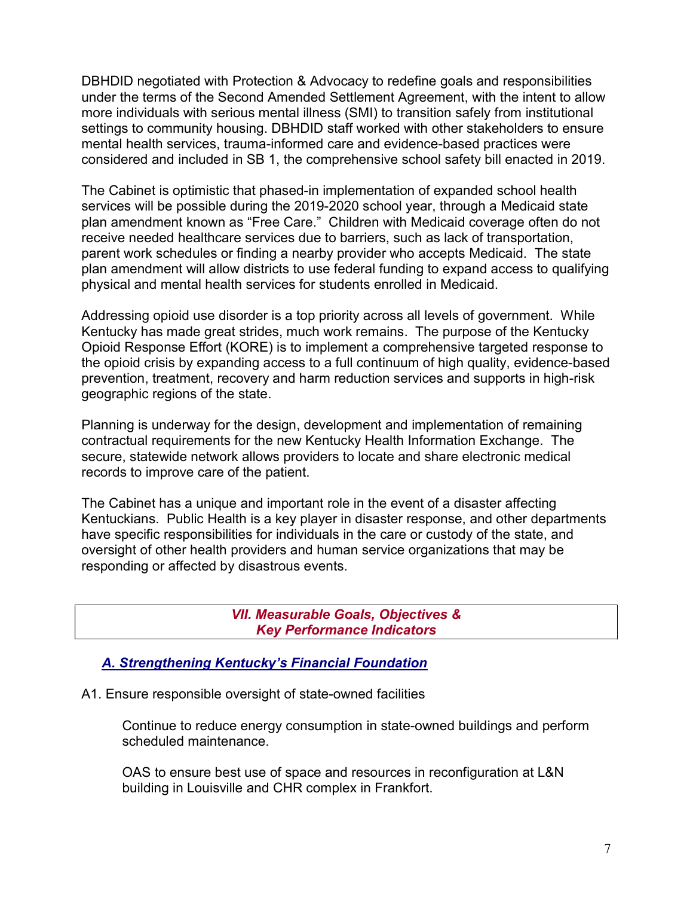DBHDID negotiated with Protection & Advocacy to redefine goals and responsibilities under the terms of the Second Amended Settlement Agreement, with the intent to allow more individuals with serious mental illness (SMI) to transition safely from institutional settings to community housing. DBHDID staff worked with other stakeholders to ensure mental health services, trauma-informed care and evidence-based practices were considered and included in SB 1, the comprehensive school safety bill enacted in 2019.

The Cabinet is optimistic that phased-in implementation of expanded school health services will be possible during the 2019-2020 school year, through a Medicaid state plan amendment known as "Free Care." Children with Medicaid coverage often do not receive needed healthcare services due to barriers, such as lack of transportation, parent work schedules or finding a nearby provider who accepts Medicaid. The state plan amendment will allow districts to use federal funding to expand access to qualifying physical and mental health services for students enrolled in Medicaid.

Addressing opioid use disorder is a top priority across all levels of government. While Kentucky has made great strides, much work remains. The purpose of the Kentucky Opioid Response Effort (KORE) is to implement a comprehensive targeted response to the opioid crisis by expanding access to a full continuum of high quality, evidence-based prevention, treatment, recovery and harm reduction services and supports in high-risk geographic regions of the state.

Planning is underway for the design, development and implementation of remaining contractual requirements for the new Kentucky Health Information Exchange. The secure, statewide network allows providers to locate and share electronic medical records to improve care of the patient.

The Cabinet has a unique and important role in the event of a disaster affecting Kentuckians. Public Health is a key player in disaster response, and other departments have specific responsibilities for individuals in the care or custody of the state, and oversight of other health providers and human service organizations that may be responding or affected by disastrous events.

## *VII. Measurable Goals, Objectives & Key Performance Indicators*

### ***A. Strengthening Kentucky's Financial Foundation***

A1. Ensure responsible oversight of state-owned facilities

Continue to reduce energy consumption in state-owned buildings and perform scheduled maintenance.

OAS to ensure best use of space and resources in reconfiguration at L&N building in Louisville and CHR complex in Frankfort.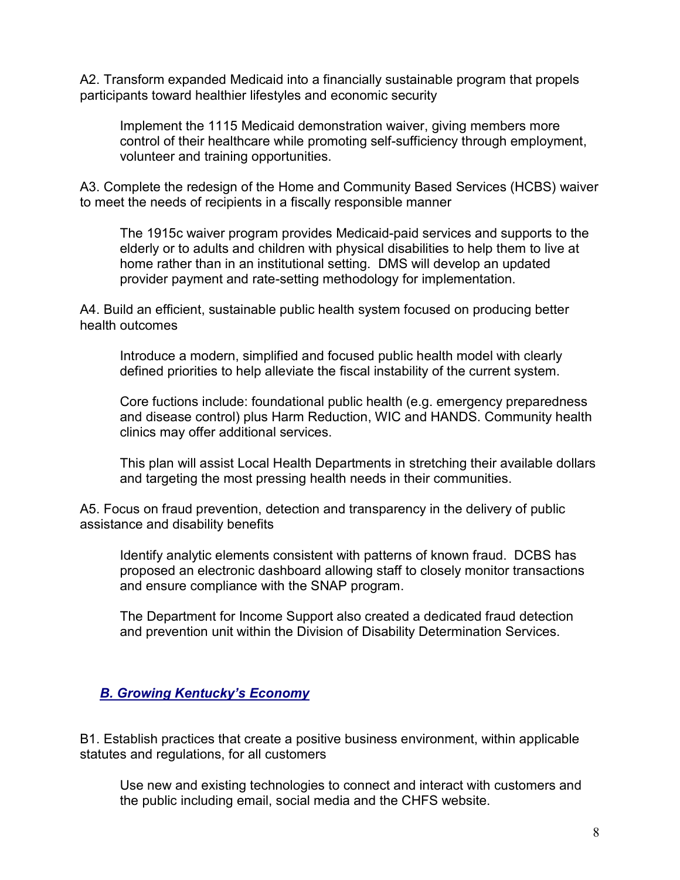A2. Transform expanded Medicaid into a financially sustainable program that propels participants toward healthier lifestyles and economic security

> Implement the 1115 Medicaid demonstration waiver, giving members more control of their healthcare while promoting self-sufficiency through employment, volunteer and training opportunities.

A3. Complete the redesign of the Home and Community Based Services (HCBS) waiver to meet the needs of recipients in a fiscally responsible manner

> The 1915c waiver program provides Medicaid-paid services and supports to the elderly or to adults and children with physical disabilities to help them to live at home rather than in an institutional setting. DMS will develop an updated provider payment and rate-setting methodology for implementation.

A4. Build an efficient, sustainable public health system focused on producing better health outcomes

> Introduce a modern, simplified and focused public health model with clearly defined priorities to help alleviate the fiscal instability of the current system.
>
> Core fuctions include: foundational public health (e.g. emergency preparedness and disease control) plus Harm Reduction, WIC and HANDS. Community health clinics may offer additional services.
>
> This plan will assist Local Health Departments in stretching their available dollars and targeting the most pressing health needs in their communities.

A5. Focus on fraud prevention, detection and transparency in the delivery of public assistance and disability benefits

> Identify analytic elements consistent with patterns of known fraud. DCBS has proposed an electronic dashboard allowing staff to closely monitor transactions and ensure compliance with the SNAP program.
>
> The Department for Income Support also created a dedicated fraud detection and prevention unit within the Division of Disability Determination Services.

## ***B. Growing Kentucky's Economy***

B1. Establish practices that create a positive business environment, within applicable statutes and regulations, for all customers

> Use new and existing technologies to connect and interact with customers and the public including email, social media and the CHFS website.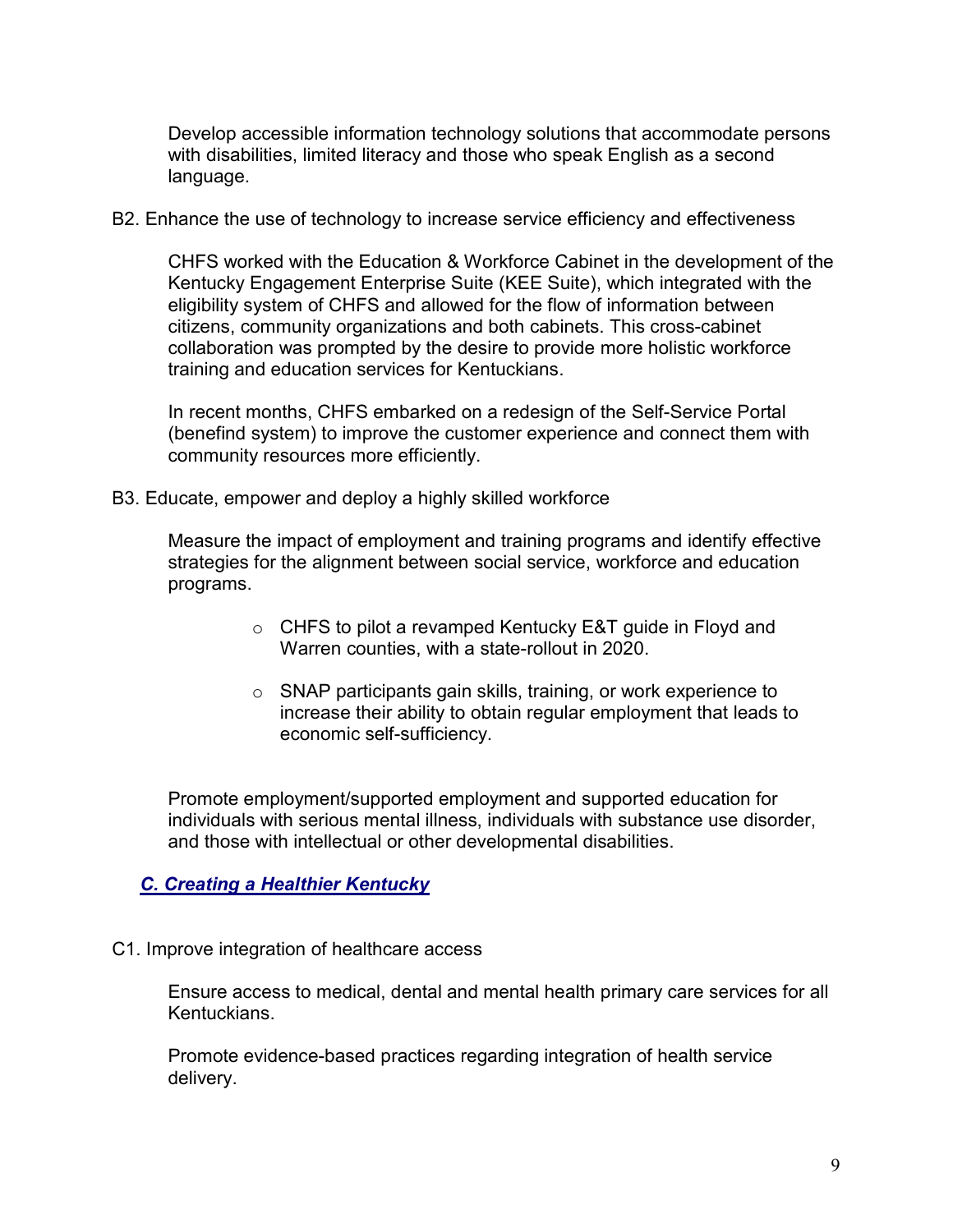Develop accessible information technology solutions that accommodate persons with disabilities, limited literacy and those who speak English as a second language.

B2. Enhance the use of technology to increase service efficiency and effectiveness

CHFS worked with the Education & Workforce Cabinet in the development of the Kentucky Engagement Enterprise Suite (KEE Suite), which integrated with the eligibility system of CHFS and allowed for the flow of information between citizens, community organizations and both cabinets. This cross-cabinet collaboration was prompted by the desire to provide more holistic workforce training and education services for Kentuckians.

In recent months, CHFS embarked on a redesign of the Self-Service Portal (benefind system) to improve the customer experience and connect them with community resources more efficiently.

B3. Educate, empower and deploy a highly skilled workforce

Measure the impact of employment and training programs and identify effective strategies for the alignment between social service, workforce and education programs.

- CHFS to pilot a revamped Kentucky E&T guide in Floyd and Warren counties, with a state-rollout in 2020.
- SNAP participants gain skills, training, or work experience to increase their ability to obtain regular employment that leads to economic self-sufficiency.

Promote employment/supported employment and supported education for individuals with serious mental illness, individuals with substance use disorder, and those with intellectual or other developmental disabilities.

## ***C. Creating a Healthier Kentucky***

C1. Improve integration of healthcare access

Ensure access to medical, dental and mental health primary care services for all Kentuckians.

Promote evidence-based practices regarding integration of health service delivery.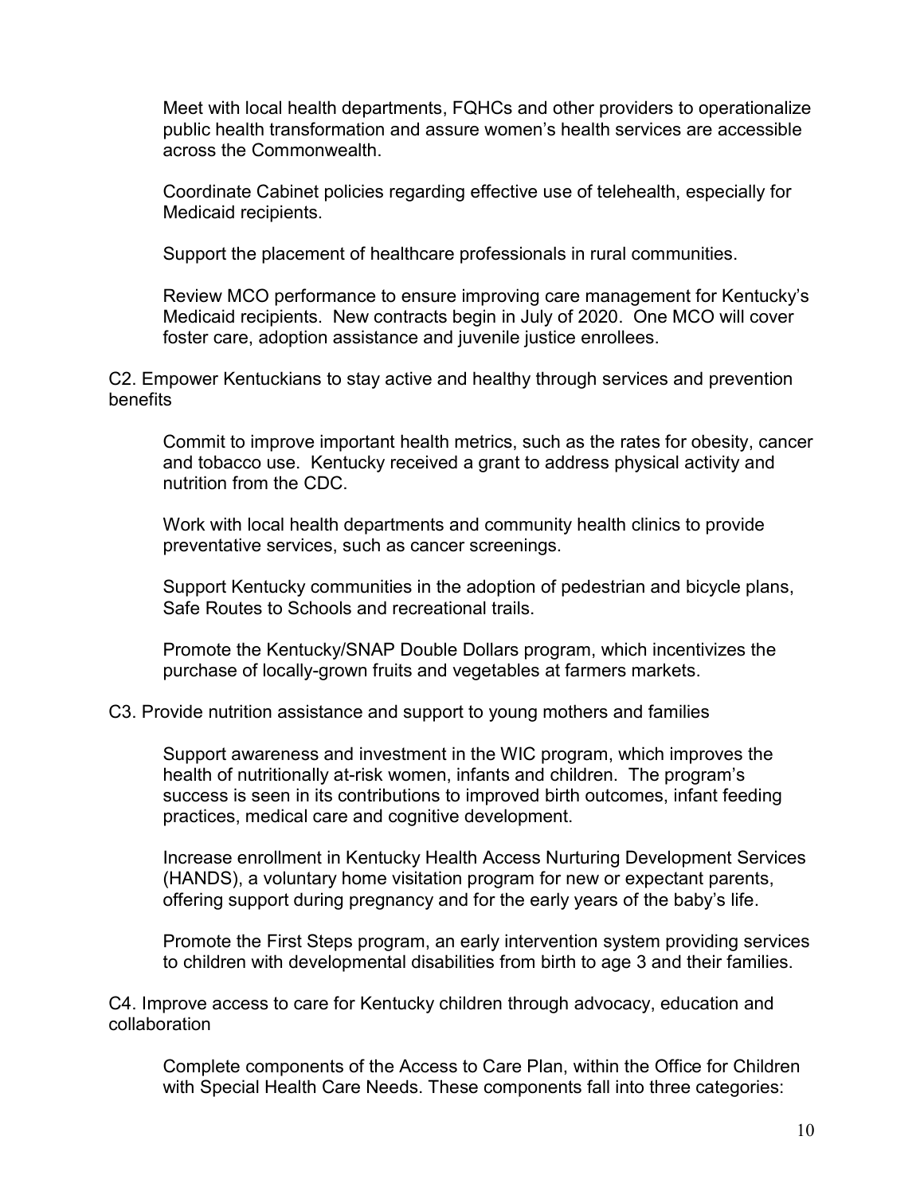Meet with local health departments, FQHCs and other providers to operationalize public health transformation and assure women's health services are accessible across the Commonwealth.

Coordinate Cabinet policies regarding effective use of telehealth, especially for Medicaid recipients.

Support the placement of healthcare professionals in rural communities.

Review MCO performance to ensure improving care management for Kentucky's Medicaid recipients. New contracts begin in July of 2020. One MCO will cover foster care, adoption assistance and juvenile justice enrollees.

C2. Empower Kentuckians to stay active and healthy through services and prevention benefits

Commit to improve important health metrics, such as the rates for obesity, cancer and tobacco use. Kentucky received a grant to address physical activity and nutrition from the CDC.

Work with local health departments and community health clinics to provide preventative services, such as cancer screenings.

Support Kentucky communities in the adoption of pedestrian and bicycle plans, Safe Routes to Schools and recreational trails.

Promote the Kentucky/SNAP Double Dollars program, which incentivizes the purchase of locally-grown fruits and vegetables at farmers markets.

C3. Provide nutrition assistance and support to young mothers and families

Support awareness and investment in the WIC program, which improves the health of nutritionally at-risk women, infants and children. The program's success is seen in its contributions to improved birth outcomes, infant feeding practices, medical care and cognitive development.

Increase enrollment in Kentucky Health Access Nurturing Development Services (HANDS), a voluntary home visitation program for new or expectant parents, offering support during pregnancy and for the early years of the baby's life.

Promote the First Steps program, an early intervention system providing services to children with developmental disabilities from birth to age 3 and their families.

C4. Improve access to care for Kentucky children through advocacy, education and collaboration

Complete components of the Access to Care Plan, within the Office for Children with Special Health Care Needs. These components fall into three categories: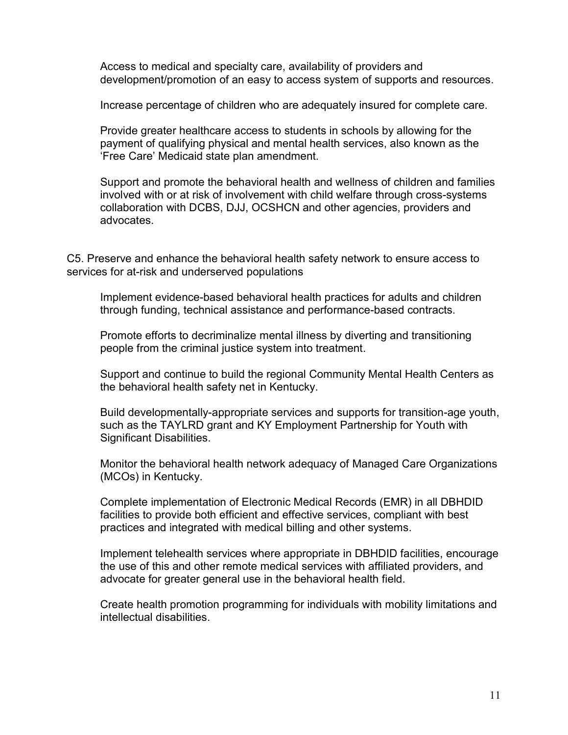Access to medical and specialty care, availability of providers and development/promotion of an easy to access system of supports and resources.

Increase percentage of children who are adequately insured for complete care.

Provide greater healthcare access to students in schools by allowing for the payment of qualifying physical and mental health services, also known as the 'Free Care' Medicaid state plan amendment.

Support and promote the behavioral health and wellness of children and families involved with or at risk of involvement with child welfare through cross-systems collaboration with DCBS, DJJ, OCSHCN and other agencies, providers and advocates.

C5. Preserve and enhance the behavioral health safety network to ensure access to services for at-risk and underserved populations

Implement evidence-based behavioral health practices for adults and children through funding, technical assistance and performance-based contracts.

Promote efforts to decriminalize mental illness by diverting and transitioning people from the criminal justice system into treatment.

Support and continue to build the regional Community Mental Health Centers as the behavioral health safety net in Kentucky.

Build developmentally-appropriate services and supports for transition-age youth, such as the TAYLRD grant and KY Employment Partnership for Youth with Significant Disabilities.

Monitor the behavioral health network adequacy of Managed Care Organizations (MCOs) in Kentucky.

Complete implementation of Electronic Medical Records (EMR) in all DBHDID facilities to provide both efficient and effective services, compliant with best practices and integrated with medical billing and other systems.

Implement telehealth services where appropriate in DBHDID facilities, encourage the use of this and other remote medical services with affiliated providers, and advocate for greater general use in the behavioral health field.

Create health promotion programming for individuals with mobility limitations and intellectual disabilities.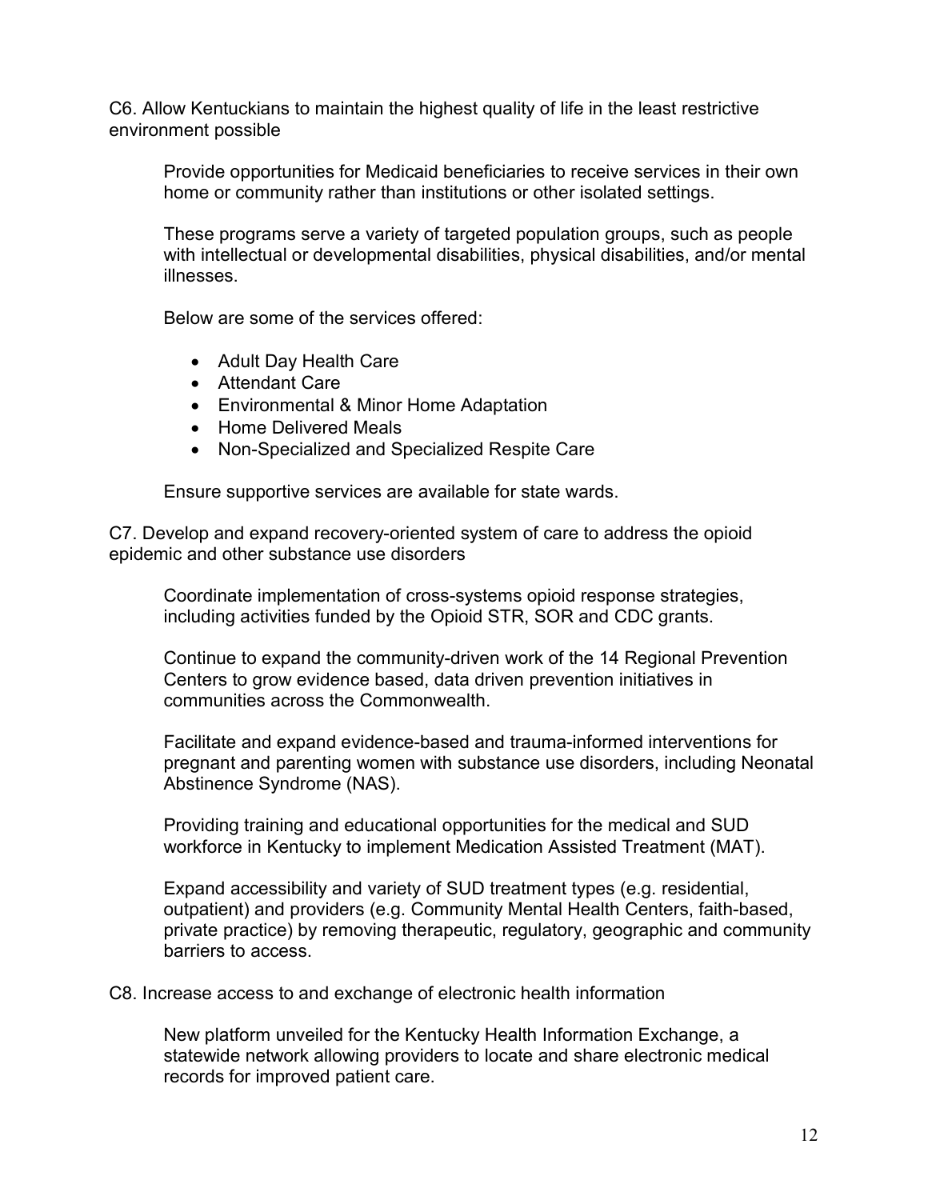C6. Allow Kentuckians to maintain the highest quality of life in the least restrictive environment possible

Provide opportunities for Medicaid beneficiaries to receive services in their own home or community rather than institutions or other isolated settings.

These programs serve a variety of targeted population groups, such as people with intellectual or developmental disabilities, physical disabilities, and/or mental illnesses.

Below are some of the services offered:

- Adult Day Health Care
- Attendant Care
- Environmental & Minor Home Adaptation
- Home Delivered Meals
- Non-Specialized and Specialized Respite Care

Ensure supportive services are available for state wards.

C7. Develop and expand recovery-oriented system of care to address the opioid epidemic and other substance use disorders

Coordinate implementation of cross-systems opioid response strategies, including activities funded by the Opioid STR, SOR and CDC grants.

Continue to expand the community-driven work of the 14 Regional Prevention Centers to grow evidence based, data driven prevention initiatives in communities across the Commonwealth.

Facilitate and expand evidence-based and trauma-informed interventions for pregnant and parenting women with substance use disorders, including Neonatal Abstinence Syndrome (NAS).

Providing training and educational opportunities for the medical and SUD workforce in Kentucky to implement Medication Assisted Treatment (MAT).

Expand accessibility and variety of SUD treatment types (e.g. residential, outpatient) and providers (e.g. Community Mental Health Centers, faith-based, private practice) by removing therapeutic, regulatory, geographic and community barriers to access.

C8. Increase access to and exchange of electronic health information

New platform unveiled for the Kentucky Health Information Exchange, a statewide network allowing providers to locate and share electronic medical records for improved patient care.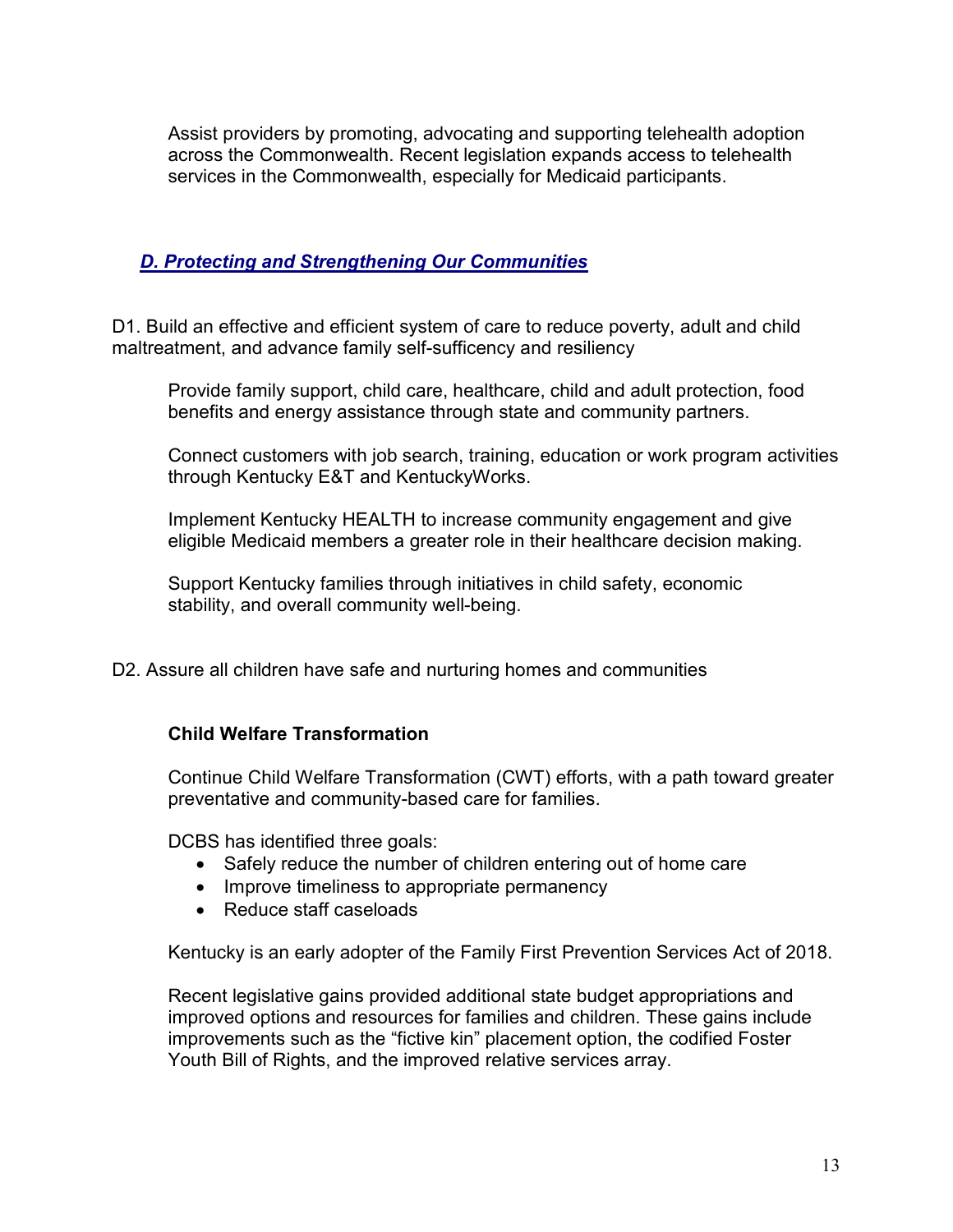Assist providers by promoting, advocating and supporting telehealth adoption across the Commonwealth. Recent legislation expands access to telehealth services in the Commonwealth, especially for Medicaid participants.

## *D. Protecting and Strengthening Our Communities*

D1. Build an effective and efficient system of care to reduce poverty, adult and child maltreatment, and advance family self-sufficency and resiliency

Provide family support, child care, healthcare, child and adult protection, food benefits and energy assistance through state and community partners.

Connect customers with job search, training, education or work program activities through Kentucky E&T and KentuckyWorks.

Implement Kentucky HEALTH to increase community engagement and give eligible Medicaid members a greater role in their healthcare decision making.

Support Kentucky families through initiatives in child safety, economic stability, and overall community well-being.

D2. Assure all children have safe and nurturing homes and communities

**Child Welfare Transformation**

Continue Child Welfare Transformation (CWT) efforts, with a path toward greater preventative and community-based care for families.

DCBS has identified three goals:

- Safely reduce the number of children entering out of home care
- Improve timeliness to appropriate permanency
- Reduce staff caseloads

Kentucky is an early adopter of the Family First Prevention Services Act of 2018.

Recent legislative gains provided additional state budget appropriations and improved options and resources for families and children. These gains include improvements such as the "fictive kin" placement option, the codified Foster Youth Bill of Rights, and the improved relative services array.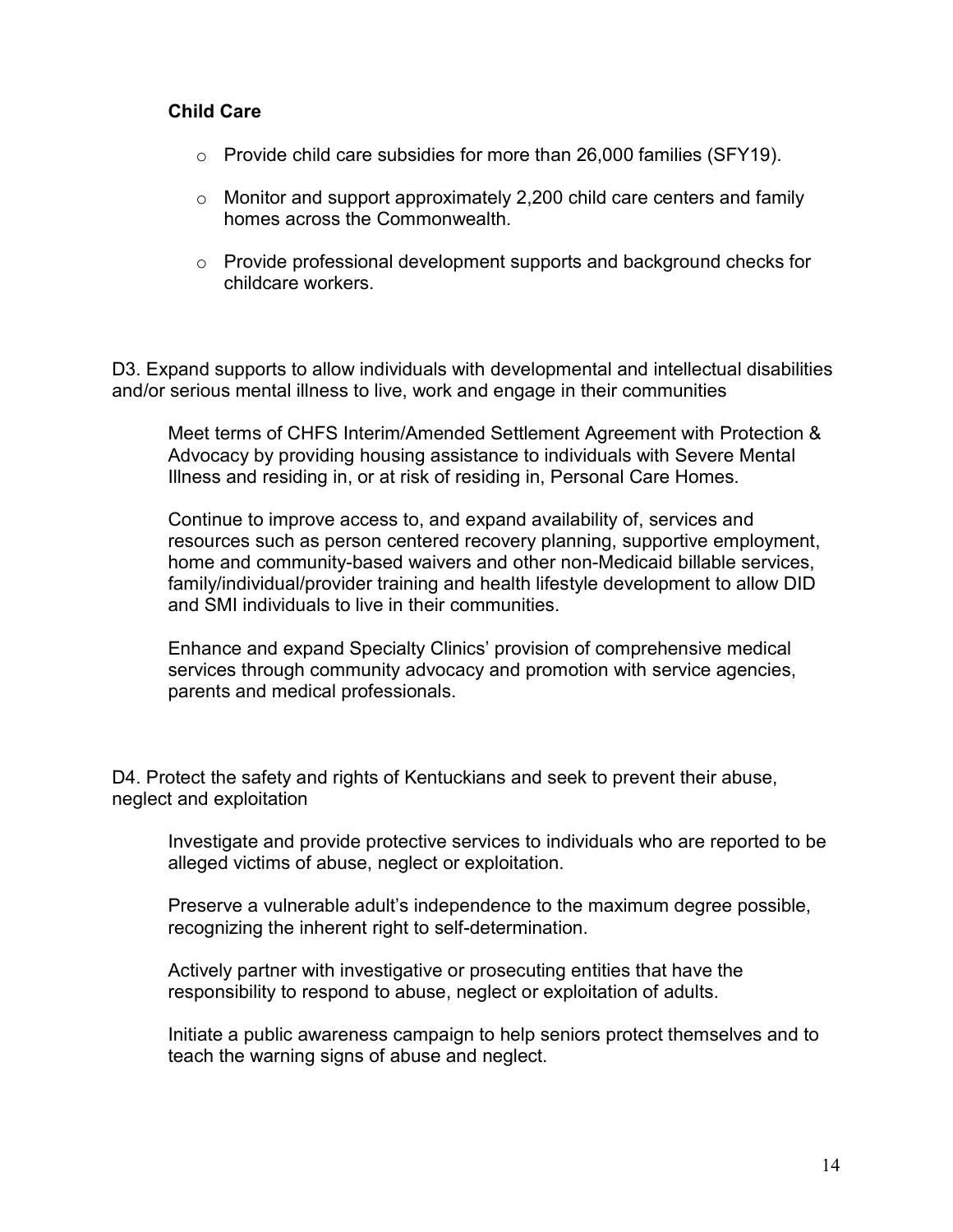**Child Care**

- Provide child care subsidies for more than 26,000 families (SFY19).
- Monitor and support approximately 2,200 child care centers and family homes across the Commonwealth.
- Provide professional development supports and background checks for childcare workers.

D3. Expand supports to allow individuals with developmental and intellectual disabilities and/or serious mental illness to live, work and engage in their communities

Meet terms of CHFS Interim/Amended Settlement Agreement with Protection & Advocacy by providing housing assistance to individuals with Severe Mental Illness and residing in, or at risk of residing in, Personal Care Homes.

Continue to improve access to, and expand availability of, services and resources such as person centered recovery planning, supportive employment, home and community-based waivers and other non-Medicaid billable services, family/individual/provider training and health lifestyle development to allow DID and SMI individuals to live in their communities.

Enhance and expand Specialty Clinics' provision of comprehensive medical services through community advocacy and promotion with service agencies, parents and medical professionals.

D4. Protect the safety and rights of Kentuckians and seek to prevent their abuse, neglect and exploitation

Investigate and provide protective services to individuals who are reported to be alleged victims of abuse, neglect or exploitation.

Preserve a vulnerable adult's independence to the maximum degree possible, recognizing the inherent right to self-determination.

Actively partner with investigative or prosecuting entities that have the responsibility to respond to abuse, neglect or exploitation of adults.

Initiate a public awareness campaign to help seniors protect themselves and to teach the warning signs of abuse and neglect.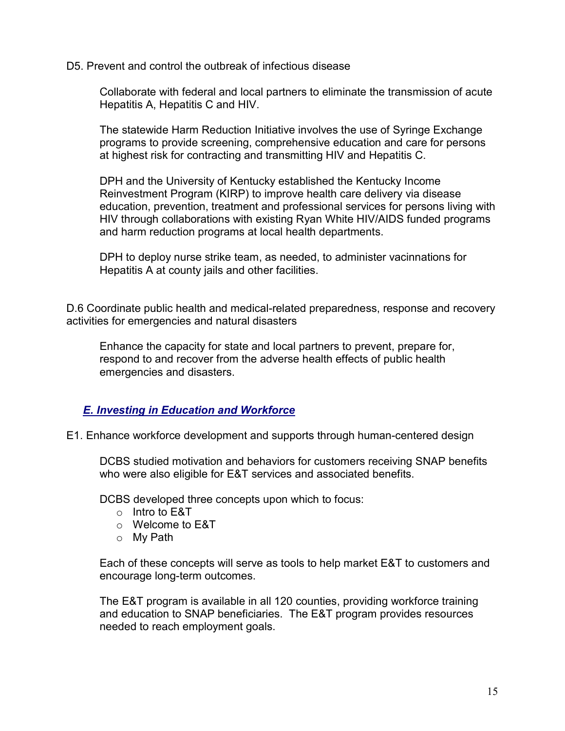D5. Prevent and control the outbreak of infectious disease

Collaborate with federal and local partners to eliminate the transmission of acute Hepatitis A, Hepatitis C and HIV.

The statewide Harm Reduction Initiative involves the use of Syringe Exchange programs to provide screening, comprehensive education and care for persons at highest risk for contracting and transmitting HIV and Hepatitis C.

DPH and the University of Kentucky established the Kentucky Income Reinvestment Program (KIRP) to improve health care delivery via disease education, prevention, treatment and professional services for persons living with HIV through collaborations with existing Ryan White HIV/AIDS funded programs and harm reduction programs at local health departments.

DPH to deploy nurse strike team, as needed, to administer vacinnations for Hepatitis A at county jails and other facilities.

D.6 Coordinate public health and medical-related preparedness, response and recovery activities for emergencies and natural disasters

Enhance the capacity for state and local partners to prevent, prepare for, respond to and recover from the adverse health effects of public health emergencies and disasters.

## *E. Investing in Education and Workforce*

E1. Enhance workforce development and supports through human-centered design

DCBS studied motivation and behaviors for customers receiving SNAP benefits who were also eligible for E&T services and associated benefits.

DCBS developed three concepts upon which to focus:

- Intro to E&T
- Welcome to E&T
- My Path

Each of these concepts will serve as tools to help market E&T to customers and encourage long-term outcomes.

The E&T program is available in all 120 counties, providing workforce training and education to SNAP beneficiaries. The E&T program provides resources needed to reach employment goals.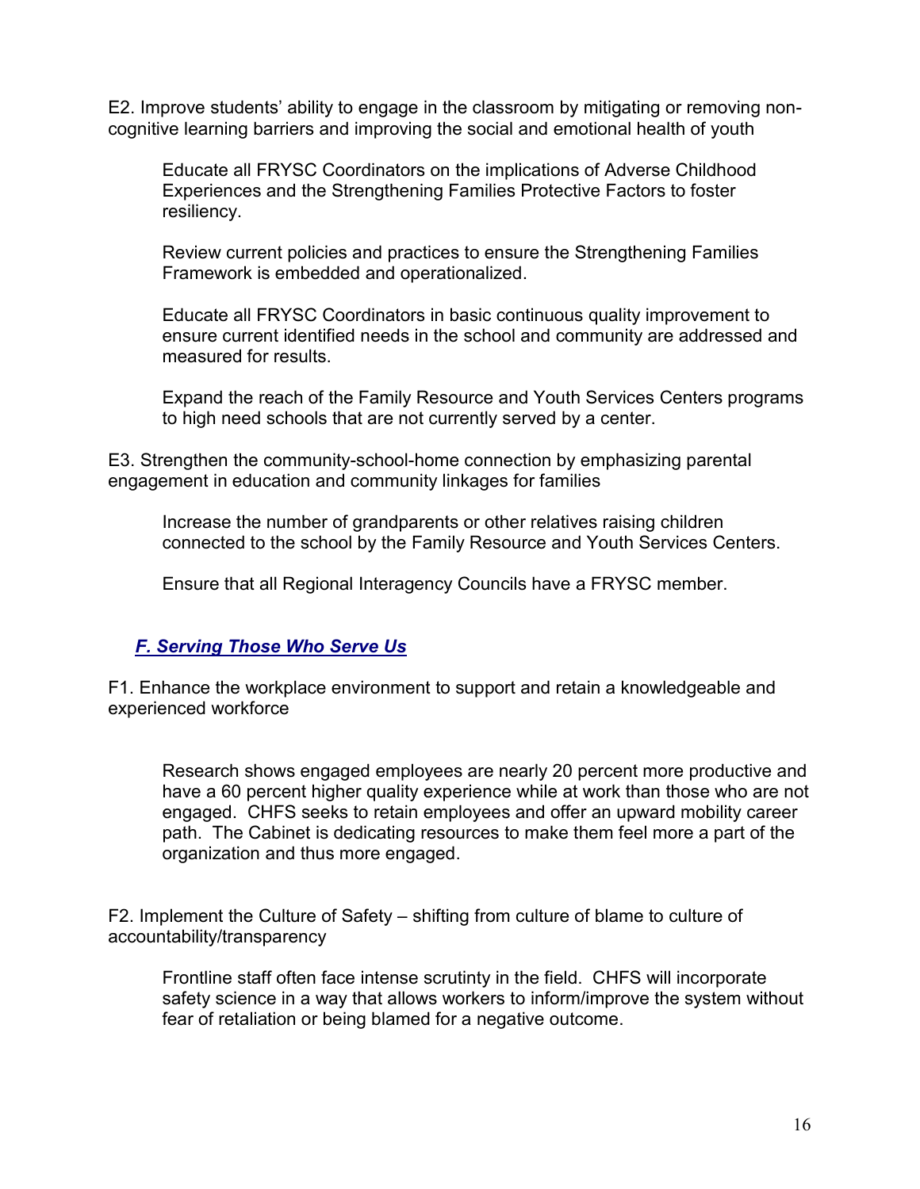E2. Improve students' ability to engage in the classroom by mitigating or removing non-cognitive learning barriers and improving the social and emotional health of youth

> Educate all FRYSC Coordinators on the implications of Adverse Childhood Experiences and the Strengthening Families Protective Factors to foster resiliency.
>
> Review current policies and practices to ensure the Strengthening Families Framework is embedded and operationalized.
>
> Educate all FRYSC Coordinators in basic continuous quality improvement to ensure current identified needs in the school and community are addressed and measured for results.
>
> Expand the reach of the Family Resource and Youth Services Centers programs to high need schools that are not currently served by a center.

E3. Strengthen the community-school-home connection by emphasizing parental engagement in education and community linkages for families

> Increase the number of grandparents or other relatives raising children connected to the school by the Family Resource and Youth Services Centers.
>
> Ensure that all Regional Interagency Councils have a FRYSC member.

## ***F. Serving Those Who Serve Us***

F1. Enhance the workplace environment to support and retain a knowledgeable and experienced workforce

> Research shows engaged employees are nearly 20 percent more productive and have a 60 percent higher quality experience while at work than those who are not engaged. CHFS seeks to retain employees and offer an upward mobility career path. The Cabinet is dedicating resources to make them feel more a part of the organization and thus more engaged.

F2. Implement the Culture of Safety – shifting from culture of blame to culture of accountability/transparency

> Frontline staff often face intense scrutinty in the field. CHFS will incorporate safety science in a way that allows workers to inform/improve the system without fear of retaliation or being blamed for a negative outcome.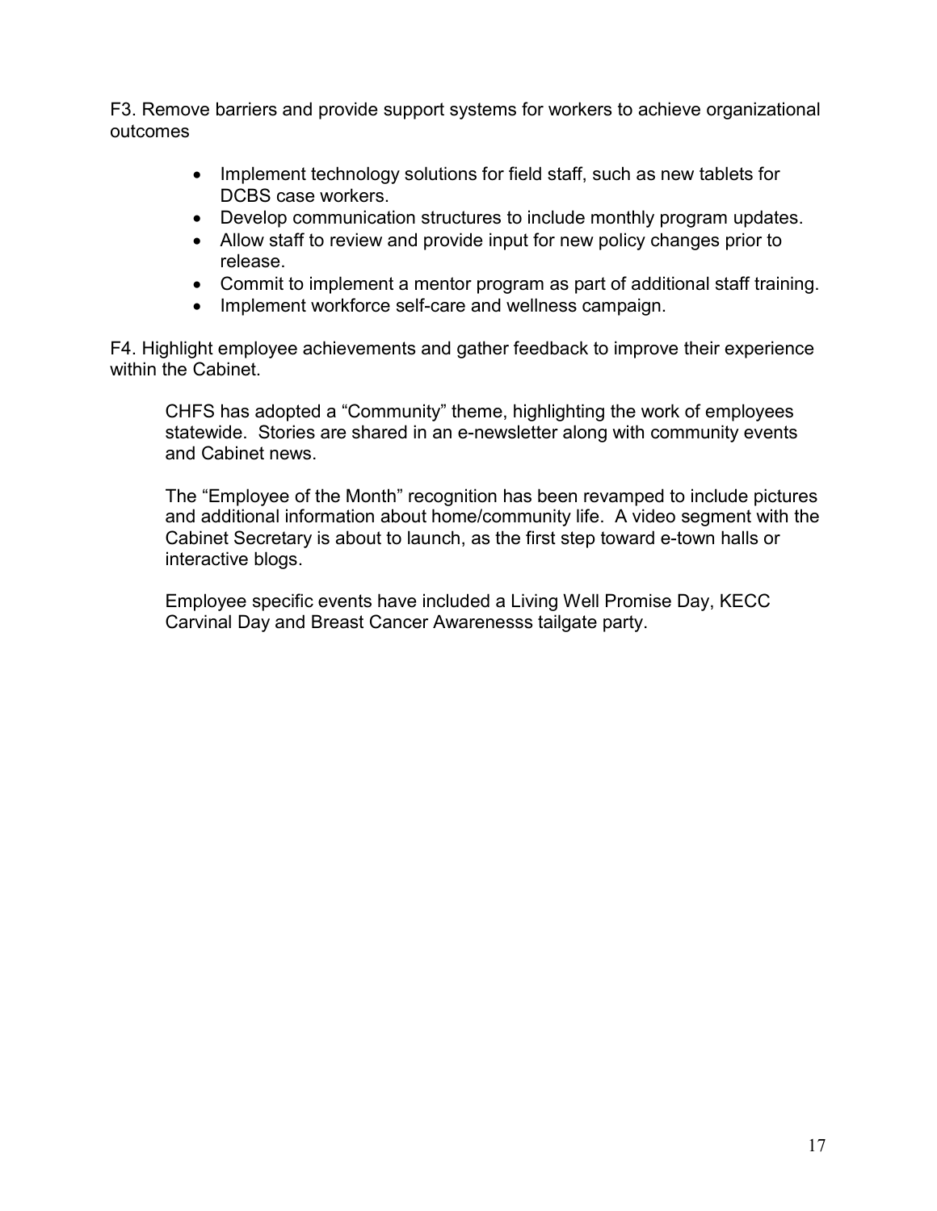F3. Remove barriers and provide support systems for workers to achieve organizational outcomes

- Implement technology solutions for field staff, such as new tablets for DCBS case workers.
- Develop communication structures to include monthly program updates.
- Allow staff to review and provide input for new policy changes prior to release.
- Commit to implement a mentor program as part of additional staff training.
- Implement workforce self-care and wellness campaign.

F4. Highlight employee achievements and gather feedback to improve their experience within the Cabinet.

CHFS has adopted a "Community" theme, highlighting the work of employees statewide. Stories are shared in an e-newsletter along with community events and Cabinet news.

The "Employee of the Month" recognition has been revamped to include pictures and additional information about home/community life. A video segment with the Cabinet Secretary is about to launch, as the first step toward e-town halls or interactive blogs.

Employee specific events have included a Living Well Promise Day, KECC Carvinal Day and Breast Cancer Awarenesss tailgate party.